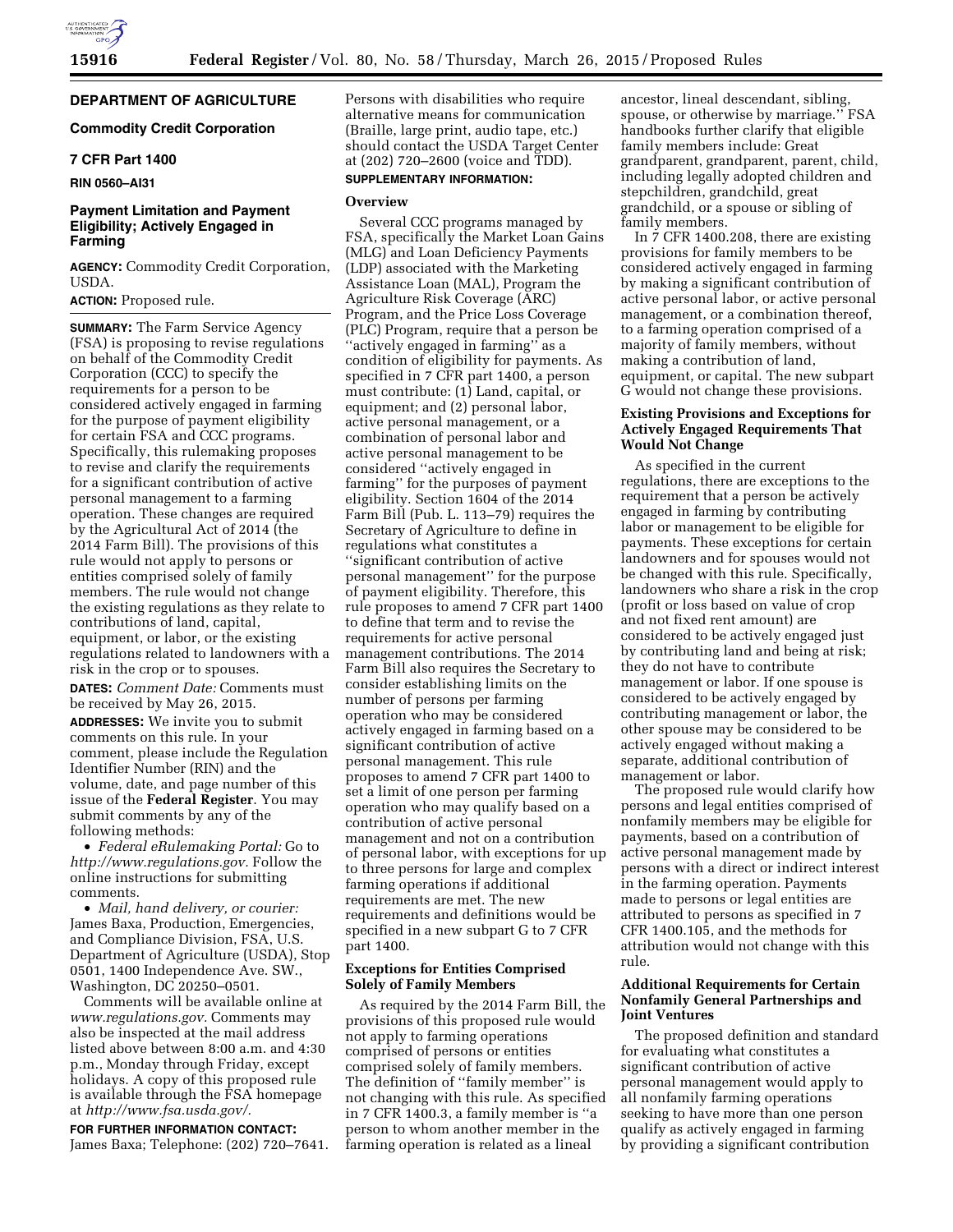## DEPARTMENT OF AGRICULTURE

### Commodity Credit Corporation

### 7 CFR Part 1400

**RIN 0560–AI31**

# Payment Limitation and Payment Eligibility; Actively Engaged in Farming

**AGENCY:** Commodity Credit Corporation, USDA.

**ACTION:** Proposed rule.

**SUMMARY:** The Farm Service Agency (FSA) is proposing to revise regulations on behalf of the Commodity Credit Corporation (CCC) to specify the requirements for a person to be considered actively engaged in farming for the purpose of payment eligibility for certain FSA and CCC programs. Specifically, this rulemaking proposes to revise and clarify the requirements for a significant contribution of active personal management to a farming operation. These changes are required by the Agricultural Act of 2014 (the 2014 Farm Bill). The provisions of this rule would not apply to persons or entities comprised solely of family members. The rule would not change the existing regulations as they relate to contributions of land, capital, equipment, or labor, or the existing regulations related to landowners with a risk in the crop or to spouses.

**DATES:** *Comment Date:* Comments must be received by May 26, 2015.

**ADDRESSES:** We invite you to submit comments on this rule. In your comment, please include the Regulation Identifier Number (RIN) and the volume, date, and page number of this issue of the **Federal Register**. You may submit comments by any of the following methods:

- *Federal eRulemaking Portal:* Go to *http://www.regulations.gov.* Follow the online instructions for submitting comments.
- *Mail, hand delivery, or courier:* James Baxa, Production, Emergencies, and Compliance Division, FSA, U.S. Department of Agriculture (USDA), Stop 0501, 1400 Independence Ave. SW., Washington, DC 20250–0501.

Comments will be available online at *www.regulations.gov.* Comments may also be inspected at the mail address listed above between 8:00 a.m. and 4:30 p.m., Monday through Friday, except holidays. A copy of this proposed rule is available through the FSA homepage at *http://www.fsa.usda.gov/.*

**FOR FURTHER INFORMATION CONTACT:** James Baxa; Telephone: (202) 720–7641. Persons with disabilities who require alternative means for communication (Braille, large print, audio tape, etc.) should contact the USDA Target Center at (202) 720–2600 (voice and TDD).

**SUPPLEMENTARY INFORMATION:**

## Overview

Several CCC programs managed by FSA, specifically the Market Loan Gains (MLG) and Loan Deficiency Payments (LDP) associated with the Marketing Assistance Loan (MAL), Program the Agriculture Risk Coverage (ARC) Program, and the Price Loss Coverage (PLC) Program, require that a person be ''actively engaged in farming'' as a condition of eligibility for payments. As specified in 7 CFR part 1400, a person must contribute: (1) Land, capital, or equipment; and (2) personal labor, active personal management, or a combination of personal labor and active personal management to be considered ''actively engaged in farming'' for the purposes of payment eligibility. Section 1604 of the 2014 Farm Bill (Pub. L. 113–79) requires the Secretary of Agriculture to define in regulations what constitutes a ''significant contribution of active personal management'' for the purpose of payment eligibility. Therefore, this rule proposes to amend 7 CFR part 1400 to define that term and to revise the requirements for active personal management contributions. The 2014 Farm Bill also requires the Secretary to consider establishing limits on the number of persons per farming operation who may be considered actively engaged in farming based on a significant contribution of active personal management. This rule proposes to amend 7 CFR part 1400 to set a limit of one person per farming operation who may qualify based on a contribution of active personal management and not on a contribution of personal labor, with exceptions for up to three persons for large and complex farming operations if additional requirements are met. The new requirements and definitions would be specified in a new subpart G to 7 CFR part 1400.

### Exceptions for Entities Comprised Solely of Family Members

As required by the 2014 Farm Bill, the provisions of this proposed rule would not apply to farming operations comprised of persons or entities comprised solely of family members. The definition of ''family member'' is not changing with this rule. As specified in 7 CFR 1400.3, a family member is ''a person to whom another member in the farming operation is related as a lineal ancestor, lineal descendant, sibling, spouse, or otherwise by marriage.'' FSA handbooks further clarify that eligible family members include: Great grandparent, grandparent, parent, child, including legally adopted children and stepchildren, grandchild, great grandchild, or a spouse or sibling of family members.

In 7 CFR 1400.208, there are existing provisions for family members to be considered actively engaged in farming by making a significant contribution of active personal labor, or active personal management, or a combination thereof, to a farming operation comprised of a majority of family members, without making a contribution of land, equipment, or capital. The new subpart G would not change these provisions.

### Existing Provisions and Exceptions for Actively Engaged Requirements That Would Not Change

As specified in the current regulations, there are exceptions to the requirement that a person be actively engaged in farming by contributing labor or management to be eligible for payments. These exceptions for certain landowners and for spouses would not be changed with this rule. Specifically, landowners who share a risk in the crop (profit or loss based on value of crop and not fixed rent amount) are considered to be actively engaged just by contributing land and being at risk; they do not have to contribute management or labor. If one spouse is considered to be actively engaged by contributing management or labor, the other spouse may be considered to be actively engaged without making a separate, additional contribution of management or labor.

The proposed rule would clarify how persons and legal entities comprised of nonfamily members may be eligible for payments, based on a contribution of active personal management made by persons with a direct or indirect interest in the farming operation. Payments made to persons or legal entities are attributed to persons as specified in 7 CFR 1400.105, and the methods for attribution would not change with this rule.

### Additional Requirements for Certain Nonfamily General Partnerships and Joint Ventures

The proposed definition and standard for evaluating what constitutes a significant contribution of active personal management would apply to all nonfamily farming operations seeking to have more than one person qualify as actively engaged in farming by providing a significant contribution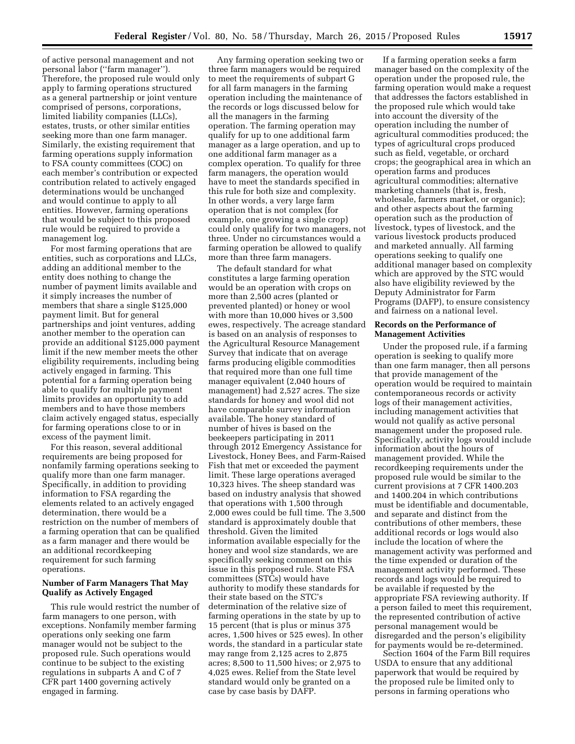of active personal management and not personal labor (''farm manager''). Therefore, the proposed rule would only apply to farming operations structured as a general partnership or joint venture comprised of persons, corporations, limited liability companies (LLCs), estates, trusts, or other similar entities seeking more than one farm manager. Similarly, the existing requirement that farming operations supply information to FSA county committees (COC) on each member's contribution or expected contribution related to actively engaged determinations would be unchanged and would continue to apply to all entities. However, farming operations that would be subject to this proposed rule would be required to provide a management log.

For most farming operations that are entities, such as corporations and LLCs, adding an additional member to the entity does nothing to change the number of payment limits available and it simply increases the number of members that share a single $125,000 payment limit. But for general partnerships and joint ventures, adding another member to the operation can provide an additional $125,000 payment limit if the new member meets the other eligibility requirements, including being actively engaged in farming. This potential for a farming operation being able to qualify for multiple payment limits provides an opportunity to add members and to have those members claim actively engaged status, especially for farming operations close to or in excess of the payment limit.

For this reason, several additional requirements are being proposed for nonfamily farming operations seeking to qualify more than one farm manager. Specifically, in addition to providing information to FSA regarding the elements related to an actively engaged determination, there would be a restriction on the number of members of a farming operation that can be qualified as a farm manager and there would be an additional recordkeeping requirement for such farming operations.

**Number of Farm Managers That May Qualify as Actively Engaged**

This rule would restrict the number of farm managers to one person, with exceptions. Nonfamily member farming operations only seeking one farm manager would not be subject to the proposed rule. Such operations would continue to be subject to the existing regulations in subparts A and C of 7 CFR part 1400 governing actively engaged in farming.

Any farming operation seeking two or three farm managers would be required to meet the requirements of subpart G for all farm managers in the farming operation including the maintenance of the records or logs discussed below for all the managers in the farming operation. The farming operation may qualify for up to one additional farm manager as a large operation, and up to one additional farm manager as a complex operation. To qualify for three farm managers, the operation would have to meet the standards specified in this rule for both size and complexity. In other words, a very large farm operation that is not complex (for example, one growing a single crop) could only qualify for two managers, not three. Under no circumstances would a farming operation be allowed to qualify more than three farm managers.

The default standard for what constitutes a large farming operation would be an operation with crops on more than 2,500 acres (planted or prevented planted) or honey or wool with more than 10,000 hives or 3,500 ewes, respectively. The acreage standard is based on an analysis of responses to the Agricultural Resource Management Survey that indicate that on average farms producing eligible commodities that required more than one full time manager equivalent (2,040 hours of management) had 2,527 acres. The size standards for honey and wool did not have comparable survey information available. The honey standard of number of hives is based on the beekeepers participating in 2011 through 2012 Emergency Assistance for Livestock, Honey Bees, and Farm-Raised Fish that met or exceeded the payment limit. These large operations averaged 10,323 hives. The sheep standard was based on industry analysis that showed that operations with 1,500 through 2,000 ewes could be full time. The 3,500 standard is approximately double that threshold. Given the limited information available especially for the honey and wool size standards, we are specifically seeking comment on this issue in this proposed rule. State FSA committees (STCs) would have authority to modify these standards for their state based on the STC's determination of the relative size of farming operations in the state by up to 15 percent (that is plus or minus 375 acres, 1,500 hives or 525 ewes). In other words, the standard in a particular state may range from 2,125 acres to 2,875 acres; 8,500 to 11,500 hives; or 2,975 to 4,025 ewes. Relief from the State level standard would only be granted on a case by case basis by DAFP.

If a farming operation seeks a farm manager based on the complexity of the operation under the proposed rule, the farming operation would make a request that addresses the factors established in the proposed rule which would take into account the diversity of the operation including the number of agricultural commodities produced; the types of agricultural crops produced such as field, vegetable, or orchard crops; the geographical area in which an operation farms and produces agricultural commodities; alternative marketing channels (that is, fresh, wholesale, farmers market, or organic); and other aspects about the farming operation such as the production of livestock, types of livestock, and the various livestock products produced and marketed annually. All farming operations seeking to qualify one additional manager based on complexity which are approved by the STC would also have eligibility reviewed by the Deputy Administrator for Farm Programs (DAFP), to ensure consistency and fairness on a national level.

**Records on the Performance of Management Activities**

Under the proposed rule, if a farming operation is seeking to qualify more than one farm manager, then all persons that provide management of the operation would be required to maintain contemporaneous records or activity logs of their management activities, including management activities that would not qualify as active personal management under the proposed rule. Specifically, activity logs would include information about the hours of management provided. While the recordkeeping requirements under the proposed rule would be similar to the current provisions at 7 CFR 1400.203 and 1400.204 in which contributions must be identifiable and documentable, and separate and distinct from the contributions of other members, these additional records or logs would also include the location of where the management activity was performed and the time expended or duration of the management activity performed. These records and logs would be required to be available if requested by the appropriate FSA reviewing authority. If a person failed to meet this requirement, the represented contribution of active personal management would be disregarded and the person's eligibility for payments would be re-determined.

Section 1604 of the Farm Bill requires USDA to ensure that any additional paperwork that would be required by the proposed rule be limited only to persons in farming operations who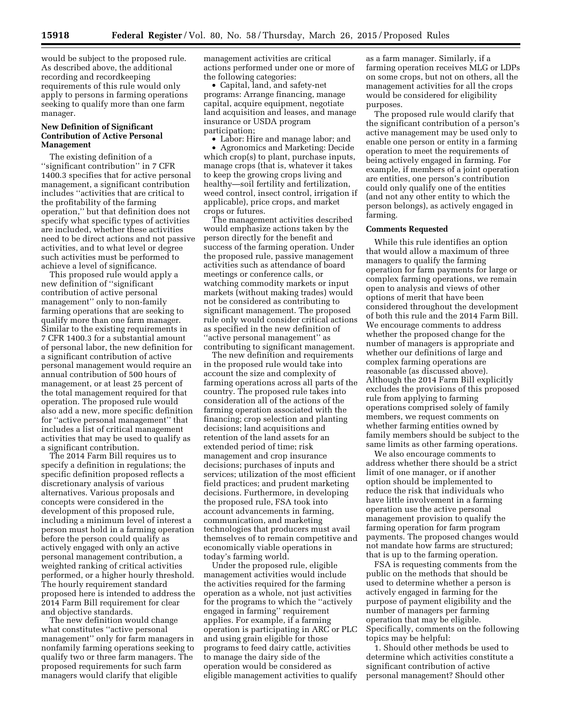would be subject to the proposed rule. As described above, the additional recording and recordkeeping requirements of this rule would only apply to persons in farming operations seeking to qualify more than one farm manager.

### New Definition of Significant Contribution of Active Personal Management

The existing definition of a ''significant contribution'' in 7 CFR 1400.3 specifies that for active personal management, a significant contribution includes ''activities that are critical to the profitability of the farming operation,'' but that definition does not specify what specific types of activities are included, whether these activities need to be direct actions and not passive activities, and to what level or degree such activities must be performed to achieve a level of significance.

This proposed rule would apply a new definition of ''significant contribution of active personal management'' only to non-family farming operations that are seeking to qualify more than one farm manager. Similar to the existing requirements in 7 CFR 1400.3 for a substantial amount of personal labor, the new definition for a significant contribution of active personal management would require an annual contribution of 500 hours of management, or at least 25 percent of the total management required for that operation. The proposed rule would also add a new, more specific definition for ''active personal management'' that includes a list of critical management activities that may be used to qualify as a significant contribution.

The 2014 Farm Bill requires us to specify a definition in regulations; the specific definition proposed reflects a discretionary analysis of various alternatives. Various proposals and concepts were considered in the development of this proposed rule, including a minimum level of interest a person must hold in a farming operation before the person could qualify as actively engaged with only an active personal management contribution, a weighted ranking of critical activities performed, or a higher hourly threshold. The hourly requirement standard proposed here is intended to address the 2014 Farm Bill requirement for clear and objective standards.

The new definition would change what constitutes ''active personal management'' only for farm managers in nonfamily farming operations seeking to qualify two or three farm managers. The proposed requirements for such farm managers would clarify that eligible management activities are critical actions performed under one or more of the following categories:

- Capital, land, and safety-net programs: Arrange financing, manage capital, acquire equipment, negotiate land acquisition and leases, and manage insurance or USDA program participation;
- Labor: Hire and manage labor; and
- Agronomics and Marketing: Decide which crop(s) to plant, purchase inputs, manage crops (that is, whatever it takes to keep the growing crops living and healthy—soil fertility and fertilization, weed control, insect control, irrigation if applicable), price crops, and market crops or futures.

The management activities described would emphasize actions taken by the person directly for the benefit and success of the farming operation. Under the proposed rule, passive management activities such as attendance of board meetings or conference calls, or watching commodity markets or input markets (without making trades) would not be considered as contributing to significant management. The proposed rule only would consider critical actions as specified in the new definition of ''active personal management'' as contributing to significant management.

The new definition and requirements in the proposed rule would take into account the size and complexity of farming operations across all parts of the country. The proposed rule takes into consideration all of the actions of the farming operation associated with the financing; crop selection and planting decisions; land acquisitions and retention of the land assets for an extended period of time; risk management and crop insurance decisions; purchases of inputs and services; utilization of the most efficient field practices; and prudent marketing decisions. Furthermore, in developing the proposed rule, FSA took into account advancements in farming, communication, and marketing technologies that producers must avail themselves of to remain competitive and economically viable operations in today's farming world.

Under the proposed rule, eligible management activities would include the activities required for the farming operation as a whole, not just activities for the programs to which the ''actively engaged in farming'' requirement applies. For example, if a farming operation is participating in ARC or PLC and using grain eligible for those programs to feed dairy cattle, activities to manage the dairy side of the operation would be considered as eligible management activities to qualify as a farm manager. Similarly, if a farming operation receives MLG or LDPs on some crops, but not on others, all the management activities for all the crops would be considered for eligibility purposes.

The proposed rule would clarify that the significant contribution of a person's active management may be used only to enable one person or entity in a farming operation to meet the requirements of being actively engaged in farming. For example, if members of a joint operation are entities, one person's contribution could only qualify one of the entities (and not any other entity to which the person belongs), as actively engaged in farming.

### Comments Requested

While this rule identifies an option that would allow a maximum of three managers to qualify the farming operation for farm payments for large or complex farming operations, we remain open to analysis and views of other options of merit that have been considered throughout the development of both this rule and the 2014 Farm Bill. We encourage comments to address whether the proposed change for the number of managers is appropriate and whether our definitions of large and complex farming operations are reasonable (as discussed above). Although the 2014 Farm Bill explicitly excludes the provisions of this proposed rule from applying to farming operations comprised solely of family members, we request comments on whether farming entities owned by family members should be subject to the same limits as other farming operations.

We also encourage comments to address whether there should be a strict limit of one manager, or if another option should be implemented to reduce the risk that individuals who have little involvement in a farming operation use the active personal management provision to qualify the farming operation for farm program payments. The proposed changes would not mandate how farms are structured; that is up to the farming operation.

FSA is requesting comments from the public on the methods that should be used to determine whether a person is actively engaged in farming for the purpose of payment eligibility and the number of managers per farming operation that may be eligible. Specifically, comments on the following topics may be helpful:

1. Should other methods be used to determine which activities constitute a significant contribution of active personal management? Should other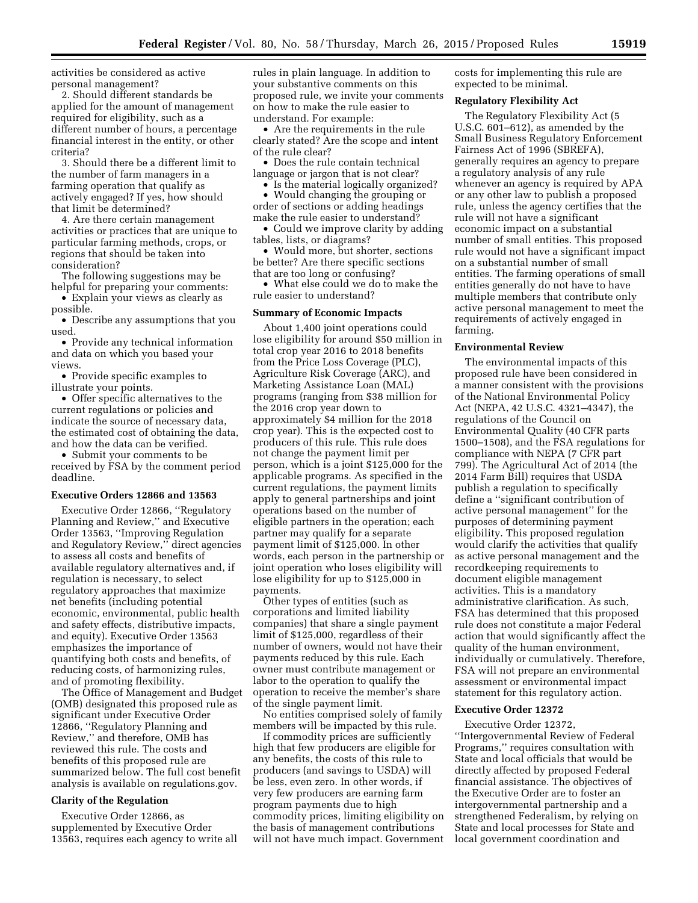activities be considered as active personal management?

2. Should different standards be applied for the amount of management required for eligibility, such as a different number of hours, a percentage financial interest in the entity, or other criteria?

3. Should there be a different limit to the number of farm managers in a farming operation that qualify as actively engaged? If yes, how should that limit be determined?

4. Are there certain management activities or practices that are unique to particular farming methods, crops, or regions that should be taken into consideration?

The following suggestions may be helpful for preparing your comments:

- Explain your views as clearly as possible.
- Describe any assumptions that you used.
- Provide any technical information and data on which you based your views.
- Provide specific examples to illustrate your points.
- Offer specific alternatives to the current regulations or policies and indicate the source of necessary data, the estimated cost of obtaining the data, and how the data can be verified.
- Submit your comments to be received by FSA by the comment period deadline.

## Executive Orders 12866 and 13563

Executive Order 12866, ''Regulatory Planning and Review,'' and Executive Order 13563, ''Improving Regulation and Regulatory Review,'' direct agencies to assess all costs and benefits of available regulatory alternatives and, if regulation is necessary, to select regulatory approaches that maximize net benefits (including potential economic, environmental, public health and safety effects, distributive impacts, and equity). Executive Order 13563 emphasizes the importance of quantifying both costs and benefits, of reducing costs, of harmonizing rules, and of promoting flexibility.

The Office of Management and Budget (OMB) designated this proposed rule as significant under Executive Order 12866, ''Regulatory Planning and Review,'' and therefore, OMB has reviewed this rule. The costs and benefits of this proposed rule are summarized below. The full cost benefit analysis is available on regulations.gov.

## Clarity of the Regulation

Executive Order 12866, as supplemented by Executive Order 13563, requires each agency to write all rules in plain language. In addition to your substantive comments on this proposed rule, we invite your comments on how to make the rule easier to understand. For example:

- Are the requirements in the rule clearly stated? Are the scope and intent of the rule clear?
- Does the rule contain technical language or jargon that is not clear?
- Is the material logically organized?
- Would changing the grouping or order of sections or adding headings make the rule easier to understand?
- Could we improve clarity by adding tables, lists, or diagrams?
- Would more, but shorter, sections be better? Are there specific sections that are too long or confusing?
- What else could we do to make the rule easier to understand?

## Summary of Economic Impacts

About 1,400 joint operations could lose eligibility for around $50 million in total crop year 2016 to 2018 benefits from the Price Loss Coverage (PLC), Agriculture Risk Coverage (ARC), and Marketing Assistance Loan (MAL) programs (ranging from $38 million for the 2016 crop year down to approximately $4 million for the 2018 crop year). This is the expected cost to producers of this rule. This rule does not change the payment limit per person, which is a joint $125,000 for the applicable programs. As specified in the current regulations, the payment limits apply to general partnerships and joint operations based on the number of eligible partners in the operation; each partner may qualify for a separate payment limit of $125,000. In other words, each person in the partnership or joint operation who loses eligibility will lose eligibility for up to $125,000 in payments.

Other types of entities (such as corporations and limited liability companies) that share a single payment limit of $125,000, regardless of their number of owners, would not have their payments reduced by this rule. Each owner must contribute management or labor to the operation to qualify the operation to receive the member's share of the single payment limit.

No entities comprised solely of family members will be impacted by this rule.

If commodity prices are sufficiently high that few producers are eligible for any benefits, the costs of this rule to producers (and savings to USDA) will be less, even zero. In other words, if very few producers are earning farm program payments due to high commodity prices, limiting eligibility on the basis of management contributions will not have much impact. Government costs for implementing this rule are expected to be minimal.

## Regulatory Flexibility Act

The Regulatory Flexibility Act (5 U.S.C. 601–612), as amended by the Small Business Regulatory Enforcement Fairness Act of 1996 (SBREFA), generally requires an agency to prepare a regulatory analysis of any rule whenever an agency is required by APA or any other law to publish a proposed rule, unless the agency certifies that the rule will not have a significant economic impact on a substantial number of small entities. This proposed rule would not have a significant impact on a substantial number of small entities. The farming operations of small entities generally do not have to have multiple members that contribute only active personal management to meet the requirements of actively engaged in farming.

## Environmental Review

The environmental impacts of this proposed rule have been considered in a manner consistent with the provisions of the National Environmental Policy Act (NEPA, 42 U.S.C. 4321–4347), the regulations of the Council on Environmental Quality (40 CFR parts 1500–1508), and the FSA regulations for compliance with NEPA (7 CFR part 799). The Agricultural Act of 2014 (the 2014 Farm Bill) requires that USDA publish a regulation to specifically define a ''significant contribution of active personal management'' for the purposes of determining payment eligibility. This proposed regulation would clarify the activities that qualify as active personal management and the recordkeeping requirements to document eligible management activities. This is a mandatory administrative clarification. As such, FSA has determined that this proposed rule does not constitute a major Federal action that would significantly affect the quality of the human environment, individually or cumulatively. Therefore, FSA will not prepare an environmental assessment or environmental impact statement for this regulatory action.

## Executive Order 12372

Executive Order 12372, ''Intergovernmental Review of Federal Programs,'' requires consultation with State and local officials that would be directly affected by proposed Federal financial assistance. The objectives of the Executive Order are to foster an intergovernmental partnership and a strengthened Federalism, by relying on State and local processes for State and local government coordination and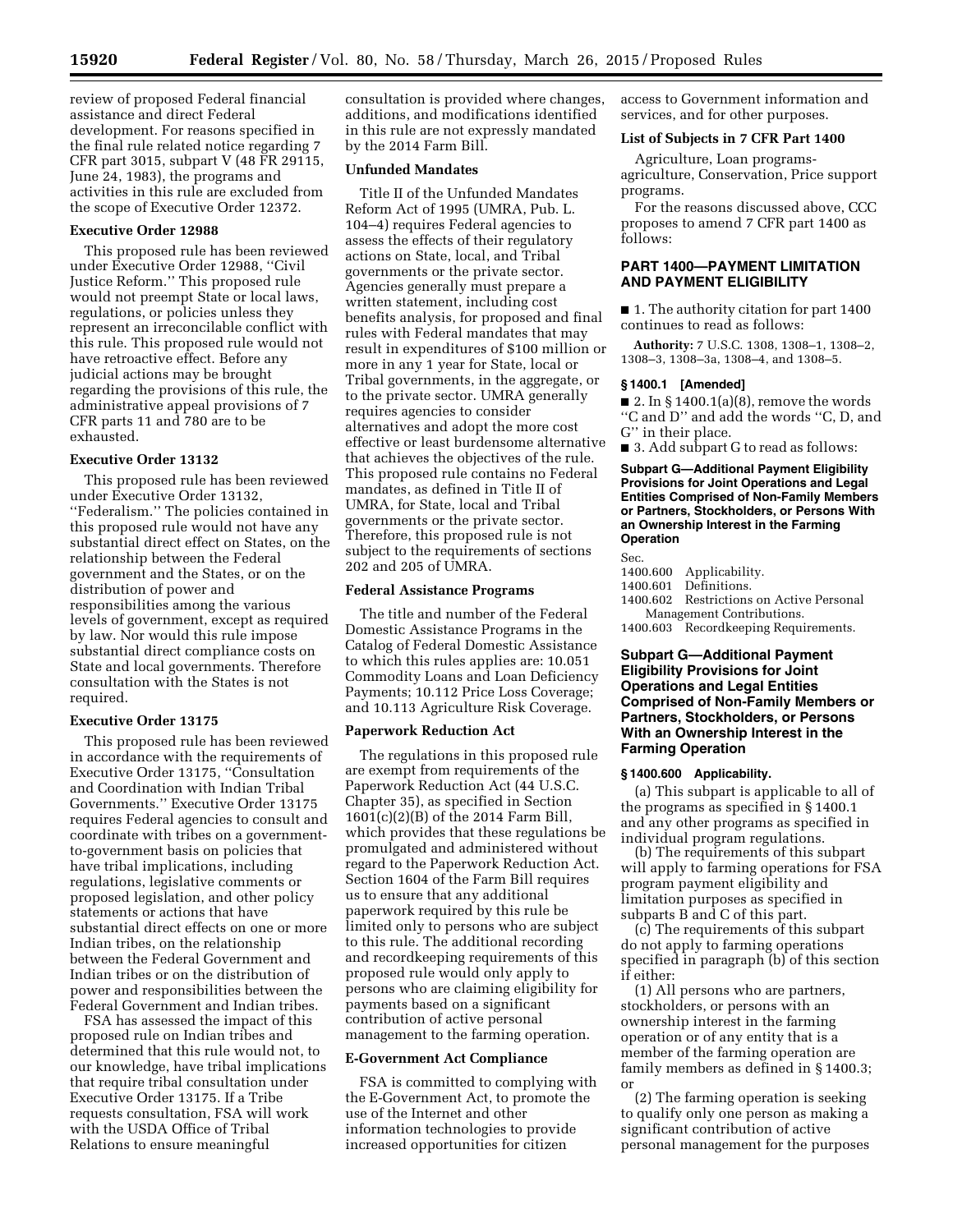review of proposed Federal financial assistance and direct Federal development. For reasons specified in the final rule related notice regarding 7 CFR part 3015, subpart V (48 FR 29115, June 24, 1983), the programs and activities in this rule are excluded from the scope of Executive Order 12372.

### Executive Order 12988

This proposed rule has been reviewed under Executive Order 12988, ''Civil Justice Reform.'' This proposed rule would not preempt State or local laws, regulations, or policies unless they represent an irreconcilable conflict with this rule. This proposed rule would not have retroactive effect. Before any judicial actions may be brought regarding the provisions of this rule, the administrative appeal provisions of 7 CFR parts 11 and 780 are to be exhausted.

### Executive Order 13132

This proposed rule has been reviewed under Executive Order 13132, ''Federalism.'' The policies contained in this proposed rule would not have any substantial direct effect on States, on the relationship between the Federal government and the States, or on the distribution of power and responsibilities among the various levels of government, except as required by law. Nor would this rule impose substantial direct compliance costs on State and local governments. Therefore consultation with the States is not required.

### Executive Order 13175

This proposed rule has been reviewed in accordance with the requirements of Executive Order 13175, ''Consultation and Coordination with Indian Tribal Governments.'' Executive Order 13175 requires Federal agencies to consult and coordinate with tribes on a government-to-government basis on policies that have tribal implications, including regulations, legislative comments or proposed legislation, and other policy statements or actions that have substantial direct effects on one or more Indian tribes, on the relationship between the Federal Government and Indian tribes or on the distribution of power and responsibilities between the Federal Government and Indian tribes.

FSA has assessed the impact of this proposed rule on Indian tribes and determined that this rule would not, to our knowledge, have tribal implications that require tribal consultation under Executive Order 13175. If a Tribe requests consultation, FSA will work with the USDA Office of Tribal Relations to ensure meaningful consultation is provided where changes, additions, and modifications identified in this rule are not expressly mandated by the 2014 Farm Bill.

### Unfunded Mandates

Title II of the Unfunded Mandates Reform Act of 1995 (UMRA, Pub. L. 104–4) requires Federal agencies to assess the effects of their regulatory actions on State, local, and Tribal governments or the private sector. Agencies generally must prepare a written statement, including cost benefits analysis, for proposed and final rules with Federal mandates that may result in expenditures of $100 million or more in any 1 year for State, local or Tribal governments, in the aggregate, or to the private sector. UMRA generally requires agencies to consider alternatives and adopt the more cost effective or least burdensome alternative that achieves the objectives of the rule. This proposed rule contains no Federal mandates, as defined in Title II of UMRA, for State, local and Tribal governments or the private sector. Therefore, this proposed rule is not subject to the requirements of sections 202 and 205 of UMRA.

### Federal Assistance Programs

The title and number of the Federal Domestic Assistance Programs in the Catalog of Federal Domestic Assistance to which this rules applies are: 10.051 Commodity Loans and Loan Deficiency Payments; 10.112 Price Loss Coverage; and 10.113 Agriculture Risk Coverage.

### Paperwork Reduction Act

The regulations in this proposed rule are exempt from requirements of the Paperwork Reduction Act (44 U.S.C. Chapter 35), as specified in Section 1601(c)(2)(B) of the 2014 Farm Bill, which provides that these regulations be promulgated and administered without regard to the Paperwork Reduction Act. Section 1604 of the Farm Bill requires us to ensure that any additional paperwork required by this rule be limited only to persons who are subject to this rule. The additional recording and recordkeeping requirements of this proposed rule would only apply to persons who are claiming eligibility for payments based on a significant contribution of active personal management to the farming operation.

### E-Government Act Compliance

FSA is committed to complying with the E-Government Act, to promote the use of the Internet and other information technologies to provide increased opportunities for citizen access to Government information and services, and for other purposes.

### List of Subjects in 7 CFR Part 1400

Agriculture, Loan programs-agriculture, Conservation, Price support programs.

For the reasons discussed above, CCC proposes to amend 7 CFR part 1400 as follows:

## PART 1400—PAYMENT LIMITATION AND PAYMENT ELIGIBILITY

■ 1. The authority citation for part 1400 continues to read as follows:

**Authority:** 7 U.S.C. 1308, 1308–1, 1308–2, 1308–3, 1308–3a, 1308–4, and 1308–5.

### § 1400.1 [Amended]

■ 2. In § 1400.1(a)(8), remove the words ''C and D'' and add the words ''C, D, and G'' in their place.

■ 3. Add subpart G to read as follows:

**Subpart G—Additional Payment Eligibility Provisions for Joint Operations and Legal Entities Comprised of Non-Family Members or Partners, Stockholders, or Persons With an Ownership Interest in the Farming Operation**

Sec.
1400.600 Applicability.
1400.601 Definitions.
1400.602 Restrictions on Active Personal Management Contributions.
1400.603 Recordkeeping Requirements.

## Subpart G—Additional Payment Eligibility Provisions for Joint Operations and Legal Entities Comprised of Non-Family Members or Partners, Stockholders, or Persons With an Ownership Interest in the Farming Operation

### § 1400.600 Applicability.

(a) This subpart is applicable to all of the programs as specified in § 1400.1 and any other programs as specified in individual program regulations.

(b) The requirements of this subpart will apply to farming operations for FSA program payment eligibility and limitation purposes as specified in subparts B and C of this part.

(c) The requirements of this subpart do not apply to farming operations specified in paragraph (b) of this section if either:

(1) All persons who are partners, stockholders, or persons with an ownership interest in the farming operation or of any entity that is a member of the farming operation are family members as defined in § 1400.3; or

(2) The farming operation is seeking to qualify only one person as making a significant contribution of active personal management for the purposes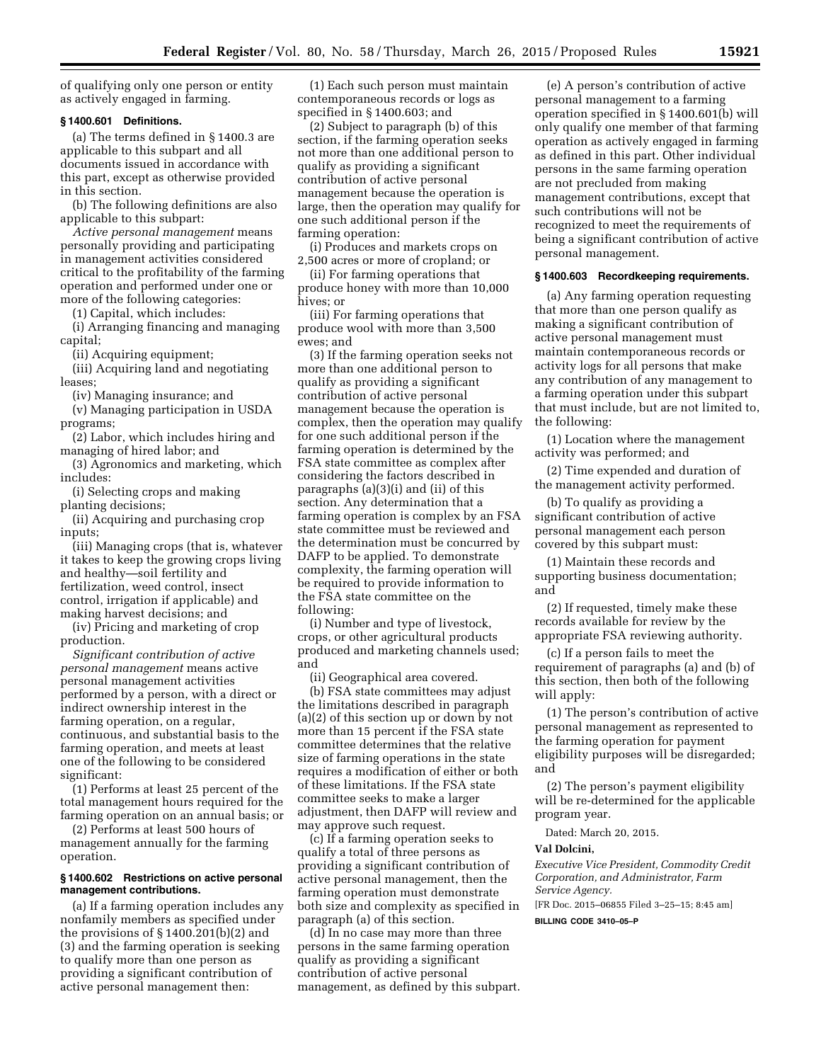of qualifying only one person or entity as actively engaged in farming.

### § 1400.601 Definitions.

(a) The terms defined in § 1400.3 are applicable to this subpart and all documents issued in accordance with this part, except as otherwise provided in this section.

(b) The following definitions are also applicable to this subpart:

*Active personal management* means personally providing and participating in management activities considered critical to the profitability of the farming operation and performed under one or more of the following categories:

(1) Capital, which includes:

(i) Arranging financing and managing capital;

(ii) Acquiring equipment;

(iii) Acquiring land and negotiating leases;

(iv) Managing insurance; and

(v) Managing participation in USDA programs;

(2) Labor, which includes hiring and managing of hired labor; and

(3) Agronomics and marketing, which includes:

(i) Selecting crops and making planting decisions;

(ii) Acquiring and purchasing crop inputs;

(iii) Managing crops (that is, whatever it takes to keep the growing crops living and healthy—soil fertility and fertilization, weed control, insect control, irrigation if applicable) and making harvest decisions; and

(iv) Pricing and marketing of crop production.

*Significant contribution of active personal management* means active personal management activities performed by a person, with a direct or indirect ownership interest in the farming operation, on a regular, continuous, and substantial basis to the farming operation, and meets at least one of the following to be considered significant:

(1) Performs at least 25 percent of the total management hours required for the farming operation on an annual basis; or

(2) Performs at least 500 hours of management annually for the farming operation.

### § 1400.602 Restrictions on active personal management contributions.

(a) If a farming operation includes any nonfamily members as specified under the provisions of § 1400.201(b)(2) and (3) and the farming operation is seeking to qualify more than one person as providing a significant contribution of active personal management then:

(1) Each such person must maintain contemporaneous records or logs as specified in § 1400.603; and

(2) Subject to paragraph (b) of this section, if the farming operation seeks not more than one additional person to qualify as providing a significant contribution of active personal management because the operation is large, then the operation may qualify for one such additional person if the farming operation:

(i) Produces and markets crops on 2,500 acres or more of cropland; or

(ii) For farming operations that produce honey with more than 10,000 hives; or

(iii) For farming operations that produce wool with more than 3,500 ewes; and

(3) If the farming operation seeks not more than one additional person to qualify as providing a significant contribution of active personal management because the operation is complex, then the operation may qualify for one such additional person if the farming operation is determined by the FSA state committee as complex after considering the factors described in paragraphs (a)(3)(i) and (ii) of this section. Any determination that a farming operation is complex by an FSA state committee must be reviewed and the determination must be concurred by DAFP to be applied. To demonstrate complexity, the farming operation will be required to provide information to the FSA state committee on the following:

(i) Number and type of livestock, crops, or other agricultural products produced and marketing channels used; and

(ii) Geographical area covered.

(b) FSA state committees may adjust the limitations described in paragraph (a)(2) of this section up or down by not more than 15 percent if the FSA state committee determines that the relative size of farming operations in the state requires a modification of either or both of these limitations. If the FSA state committee seeks to make a larger adjustment, then DAFP will review and may approve such request.

(c) If a farming operation seeks to qualify a total of three persons as providing a significant contribution of active personal management, then the farming operation must demonstrate both size and complexity as specified in paragraph (a) of this section.

(d) In no case may more than three persons in the same farming operation qualify as providing a significant contribution of active personal management, as defined by this subpart.

(e) A person's contribution of active personal management to a farming operation specified in § 1400.601(b) will only qualify one member of that farming operation as actively engaged in farming as defined in this part. Other individual persons in the same farming operation are not precluded from making management contributions, except that such contributions will not be recognized to meet the requirements of being a significant contribution of active personal management.

### § 1400.603 Recordkeeping requirements.

(a) Any farming operation requesting that more than one person qualify as making a significant contribution of active personal management must maintain contemporaneous records or activity logs for all persons that make any contribution of any management to a farming operation under this subpart that must include, but are not limited to, the following:

(1) Location where the management activity was performed; and

(2) Time expended and duration of the management activity performed.

(b) To qualify as providing a significant contribution of active personal management each person covered by this subpart must:

(1) Maintain these records and supporting business documentation; and

(2) If requested, timely make these records available for review by the appropriate FSA reviewing authority.

(c) If a person fails to meet the requirement of paragraphs (a) and (b) of this section, then both of the following will apply:

(1) The person's contribution of active personal management as represented to the farming operation for payment eligibility purposes will be disregarded; and

(2) The person's payment eligibility will be re-determined for the applicable program year.

Dated: March 20, 2015.

**Val Dolcini,**

*Executive Vice President, Commodity Credit Corporation, and Administrator, Farm Service Agency.*

[FR Doc. 2015–06855 Filed 3–25–15; 8:45 am]

**BILLING CODE 3410–05–P**